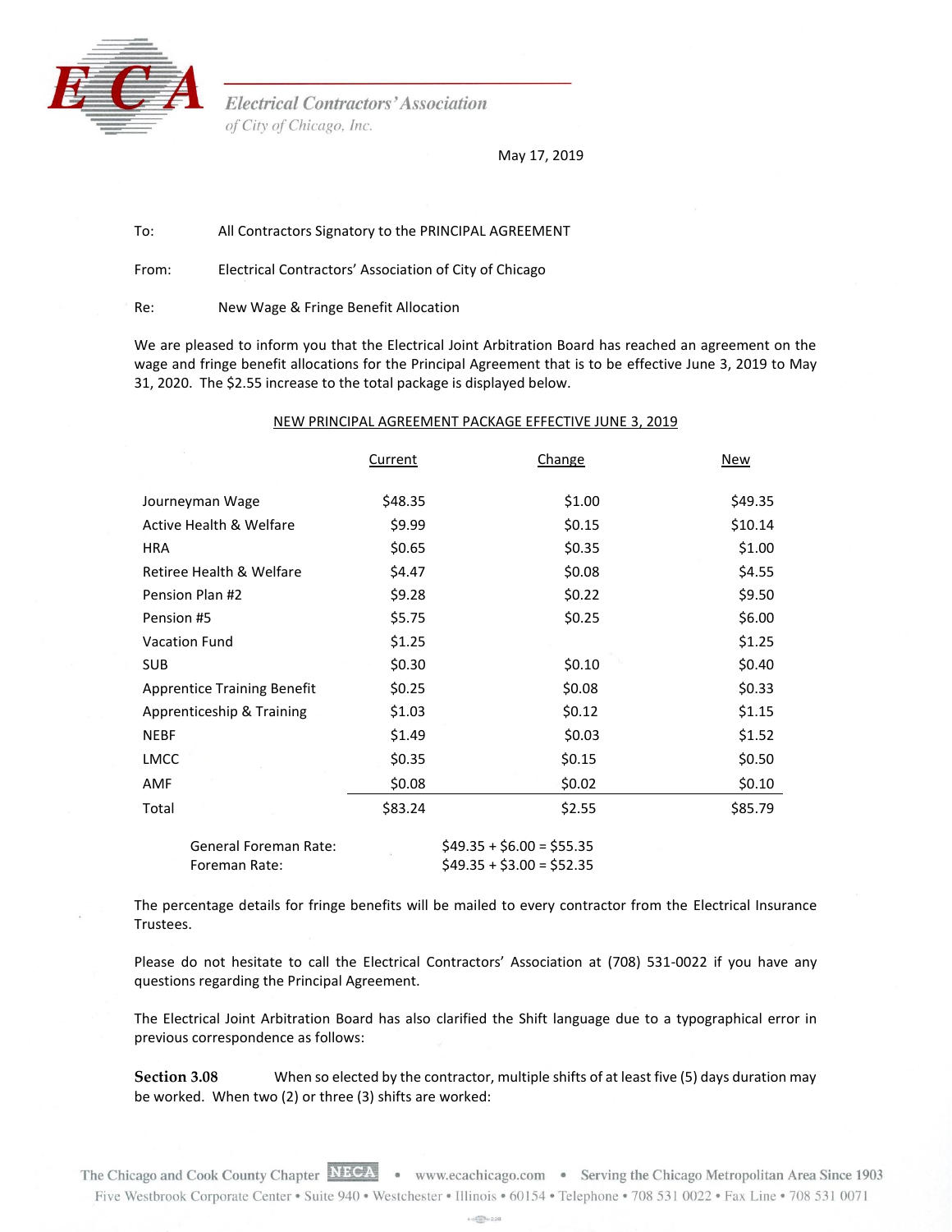**Electrical Contractors' Association**
*of City of Chicago, Inc.*

May 17, 2019

To: All Contractors Signatory to the PRINCIPAL AGREEMENT

From: Electrical Contractors' Association of City of Chicago

Re: New Wage & Fringe Benefit Allocation

We are pleased to inform you that the Electrical Joint Arbitration Board has reached an agreement on the wage and fringe benefit allocations for the Principal Agreement that is to be effective June 3, 2019 to May 31, 2020. The $2.55 increase to the total package is displayed below.

NEW PRINCIPAL AGREEMENT PACKAGE EFFECTIVE JUNE 3, 2019

| | Current | Change | New |
|---|---|---|---|
| Journeyman Wage | $48.35 | $1.00 | $49.35 |
| Active Health & Welfare | $9.99 | $0.15 | $10.14 |
| HRA | $0.65 | $0.35 | $1.00 |
| Retiree Health & Welfare | $4.47 | $0.08 | $4.55 |
| Pension Plan #2 | $9.28 | $0.22 | $9.50 |
| Pension #5 | $5.75 | $0.25 | $6.00 |
| Vacation Fund | $1.25 | | $1.25 |
| SUB | $0.30 | $0.10 | $0.40 |
| Apprentice Training Benefit | $0.25 | $0.08 | $0.33 |
| Apprenticeship & Training | $1.03 | $0.12 | $1.15 |
| NEBF | $1.49 | $0.03 | $1.52 |
| LMCC | $0.35 | $0.15 | $0.50 |
| AMF | $0.08 | $0.02 | $0.10 |
| Total | $83.24 | $2.55 | $85.79 |

General Foreman Rate: $49.35 + $6.00 = $55.35
Foreman Rate: $49.35 + $3.00 = $52.35

The percentage details for fringe benefits will be mailed to every contractor from the Electrical Insurance Trustees.

Please do not hesitate to call the Electrical Contractors' Association at (708) 531-0022 if you have any questions regarding the Principal Agreement.

The Electrical Joint Arbitration Board has also clarified the Shift language due to a typographical error in previous correspondence as follows:

**Section 3.08** When so elected by the contractor, multiple shifts of at least five (5) days duration may be worked. When two (2) or three (3) shifts are worked: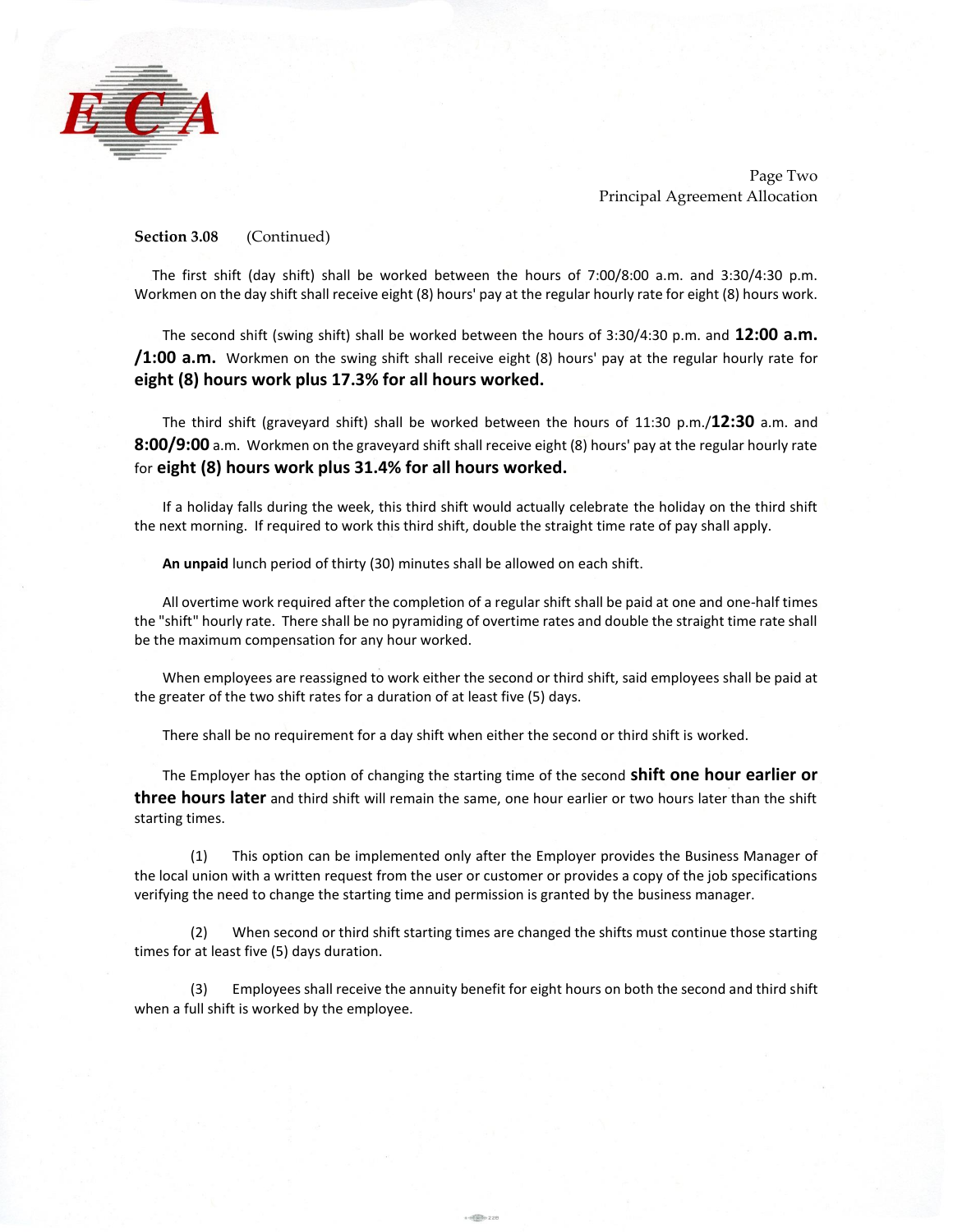Page Two
Principal Agreement Allocation

**Section 3.08** (Continued)

The first shift (day shift) shall be worked between the hours of 7:00/8:00 a.m. and 3:30/4:30 p.m. Workmen on the day shift shall receive eight (8) hours' pay at the regular hourly rate for eight (8) hours work.

The second shift (swing shift) shall be worked between the hours of 3:30/4:30 p.m. and **12:00 a.m. /1:00 a.m.** Workmen on the swing shift shall receive eight (8) hours' pay at the regular hourly rate for **eight (8) hours work plus 17.3% for all hours worked.**

The third shift (graveyard shift) shall be worked between the hours of 11:30 p.m./**12:30** a.m. and **8:00/9:00** a.m. Workmen on the graveyard shift shall receive eight (8) hours' pay at the regular hourly rate for **eight (8) hours work plus 31.4% for all hours worked.**

If a holiday falls during the week, this third shift would actually celebrate the holiday on the third shift the next morning. If required to work this third shift, double the straight time rate of pay shall apply.

**An unpaid** lunch period of thirty (30) minutes shall be allowed on each shift.

All overtime work required after the completion of a regular shift shall be paid at one and one-half times the "shift" hourly rate. There shall be no pyramiding of overtime rates and double the straight time rate shall be the maximum compensation for any hour worked.

When employees are reassigned to work either the second or third shift, said employees shall be paid at the greater of the two shift rates for a duration of at least five (5) days.

There shall be no requirement for a day shift when either the second or third shift is worked.

The Employer has the option of changing the starting time of the second **shift one hour earlier or three hours later** and third shift will remain the same, one hour earlier or two hours later than the shift starting times.

(1) This option can be implemented only after the Employer provides the Business Manager of the local union with a written request from the user or customer or provides a copy of the job specifications verifying the need to change the starting time and permission is granted by the business manager.

(2) When second or third shift starting times are changed the shifts must continue those starting times for at least five (5) days duration.

(3) Employees shall receive the annuity benefit for eight hours on both the second and third shift when a full shift is worked by the employee.